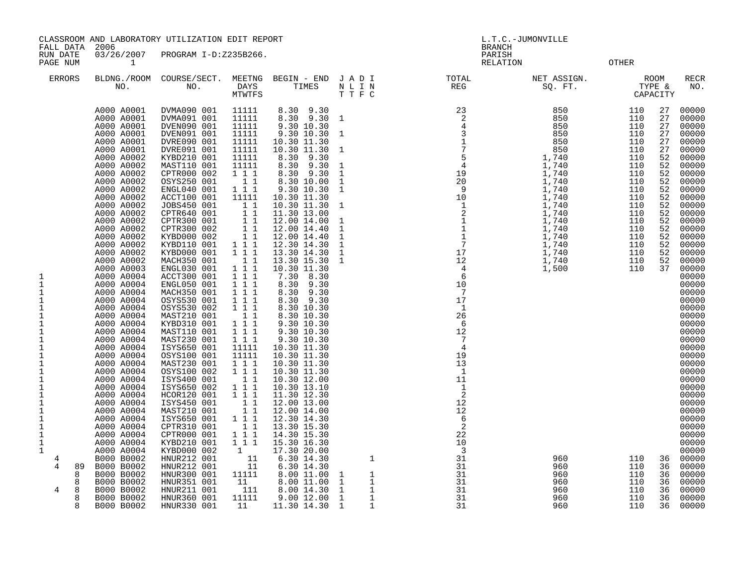CLASSROOM AND LABORATORY UTILIZATION EDIT REPORT
FALL DATA 2006
RUN DATE 03/26/2007 PROGRAM I-D:Z235B266.
PAGE NUM 1

L.T.C.-JUMONVILLE
BRANCH
PARISH
RELATION OTHER

| ERRORS | BLDNG./ROOM NO. | COURSE/SECT. NO. | MEETNG DAYS MTWTFS | BEGIN - END TIMES | J A D I N L I N T T F C | TOTAL REG | NET ASSIGN. SQ. FT. | ROOM TYPE & CAPACITY | RECR NO. |
|---|---|---|---|---|---|---|---|---|---|
| | A000 A0001 | DVMA090 001 | 11111 | 8.30 9.30 | | 23 | 850 | 110 27 | 00000 |
| | A000 A0001 | DVMA091 001 | 11111 | 8.30 9.30 | 1 | 2 | 850 | 110 27 | 00000 |
| | A000 A0001 | DVEN090 001 | 11111 | 9.30 10.30 | | 4 | 850 | 110 27 | 00000 |
| | A000 A0001 | DVEN091 001 | 11111 | 9.30 10.30 | 1 | 3 | 850 | 110 27 | 00000 |
| | A000 A0001 | DVRE090 001 | 11111 | 10.30 11.30 | | 1 | 850 | 110 27 | 00000 |
| | A000 A0001 | DVRE091 001 | 11111 | 10.30 11.30 | 1 | 7 | 850 | 110 27 | 00000 |
| | A000 A0002 | KYBD210 001 | 11111 | 8.30 9.30 | | 5 | 1,740 | 110 52 | 00000 |
| | A000 A0002 | MAST110 001 | 11111 | 8.30 9.30 | 1 | 4 | 1,740 | 110 52 | 00000 |
| | A000 A0002 | CPTR000 002 | 1 1 1 | 8.30 9.30 | 1 | 19 | 1,740 | 110 52 | 00000 |
| | A000 A0002 | OSYS250 001 | 1 1 | 8.30 10.00 | 1 | 20 | 1,740 | 110 52 | 00000 |
| | A000 A0002 | ENGL040 001 | 1 1 1 | 9.30 10.30 | 1 | 9 | 1,740 | 110 52 | 00000 |
| | A000 A0002 | ACCT100 001 | 11111 | 10.30 11.30 | | 10 | 1,740 | 110 52 | 00000 |
| | A000 A0002 | JOBS450 001 | 1 1 | 10.30 11.30 | 1 | 1 | 1,740 | 110 52 | 00000 |
| | A000 A0002 | CPTR640 001 | 1 1 | 11.30 13.00 | | 2 | 1,740 | 110 52 | 00000 |
| | A000 A0002 | CPTR300 001 | 1 1 | 12.00 14.00 | 1 | 1 | 1,740 | 110 52 | 00000 |
| | A000 A0002 | CPTR300 002 | 1 1 | 12.00 14.40 | 1 | 1 | 1,740 | 110 52 | 00000 |
| | A000 A0002 | KYBD000 002 | 1 1 | 12.00 14.40 | 1 | 1 | 1,740 | 110 52 | 00000 |
| | A000 A0002 | KYBD110 001 | 1 1 1 | 12.30 14.30 | 1 | 7 | 1,740 | 110 52 | 00000 |
| | A000 A0002 | KYBD000 001 | 1 1 1 | 13.30 14.30 | 1 | 17 | 1,740 | 110 52 | 00000 |
| | A000 A0002 | MACH350 001 | 1 1 | 13.30 15.30 | 1 | 12 | 1,740 | 110 52 | 00000 |
| | A000 A0003 | ENGL030 001 | 1 1 1 | 10.30 11.30 | | 4 | 1,500 | 110 37 | 00000 |
| 1 | A000 A0004 | ACCT300 001 | 1 1 1 | 7.30 8.30 | | 6 | | | 00000 |
| 1 | A000 A0004 | ENGL050 001 | 1 1 1 | 8.30 9.30 | | 10 | | | 00000 |
| 1 | A000 A0004 | MACH350 001 | 1 1 1 | 8.30 9.30 | | 7 | | | 00000 |
| 1 | A000 A0004 | OSYS530 001 | 1 1 1 | 8.30 9.30 | | 17 | | | 00000 |
| 1 | A000 A0004 | OSYS530 002 | 1 1 1 | 8.30 10.30 | | 1 | | | 00000 |
| 1 | A000 A0004 | MAST210 001 | 1 1 | 8.30 10.30 | | 26 | | | 00000 |
| 1 | A000 A0004 | KYBD310 001 | 1 1 1 | 9.30 10.30 | | 6 | | | 00000 |
| 1 | A000 A0004 | MAST110 001 | 1 1 1 | 9.30 10.30 | | 12 | | | 00000 |
| 1 | A000 A0004 | MAST230 001 | 1 1 1 | 9.30 10.30 | | 7 | | | 00000 |
| 1 | A000 A0004 | ISYS650 001 | 11111 | 10.30 11.30 | | 4 | | | 00000 |
| 1 | A000 A0004 | OSYS100 001 | 11111 | 10.30 11.30 | | 19 | | | 00000 |
| 1 | A000 A0004 | MAST230 001 | 1 1 1 | 10.30 11.30 | | 13 | | | 00000 |
| 1 | A000 A0004 | OSYS100 002 | 1 1 1 | 10.30 11.30 | | 1 | | | 00000 |
| 1 | A000 A0004 | ISYS400 001 | 1 1 | 10.30 12.00 | | 11 | | | 00000 |
| 1 | A000 A0004 | ISYS650 002 | 1 1 1 | 10.30 13.10 | | 1 | | | 00000 |
| 1 | A000 A0004 | HCOR120 001 | 1 1 1 | 11.30 12.30 | | 2 | | | 00000 |
| 1 | A000 A0004 | ISYS450 001 | 1 1 | 12.00 13.00 | | 12 | | | 00000 |
| 1 | A000 A0004 | MAST210 001 | 1 1 | 12.00 14.00 | | 12 | | | 00000 |
| 1 | A000 A0004 | ISYS650 001 | 1 1 1 | 12.30 14.30 | | 6 | | | 00000 |
| 1 | A000 A0004 | CPTR310 001 | 1 1 | 13.30 15.30 | | 2 | | | 00000 |
| 1 | A000 A0004 | CPTR000 001 | 1 1 1 | 14.30 15.30 | | 22 | | | 00000 |
| 1 | A000 A0004 | KYBD210 001 | 1 1 1 | 15.30 16.30 | | 10 | | | 00000 |
| 1 | A000 A0004 | KYBD000 002 | 1 | 17.30 20.00 | | 3 | | | 00000 |
| 4 | B000 B0002 | HNUR212 001 | 11 | 6.30 14.30 | 1 | 31 | 960 | 110 36 | 00000 |
| 4 89 | B000 B0002 | HNUR212 001 | 11 | 6.30 14.30 | | 31 | 960 | 110 36 | 00000 |
| 8 | B000 B0002 | HNUR300 001 | 11111 | 8.00 11.00 | 1 1 | 31 | 960 | 110 36 | 00000 |
| 8 | B000 B0002 | HNUR351 001 | 11 | 8.00 11.00 | 1 1 | 31 | 960 | 110 36 | 00000 |
| 4 8 | B000 B0002 | HNUR211 001 | 111 | 8.00 14.30 | 1 1 | 31 | 960 | 110 36 | 00000 |
| 8 | B000 B0002 | HNUR360 001 | 11111 | 9.00 12.00 | 1 1 | 31 | 960 | 110 36 | 00000 |
| 8 | B000 B0002 | HNUR330 001 | 11 | 11.30 14.30 | 1 1 | 31 | 960 | 110 36 | 00000 |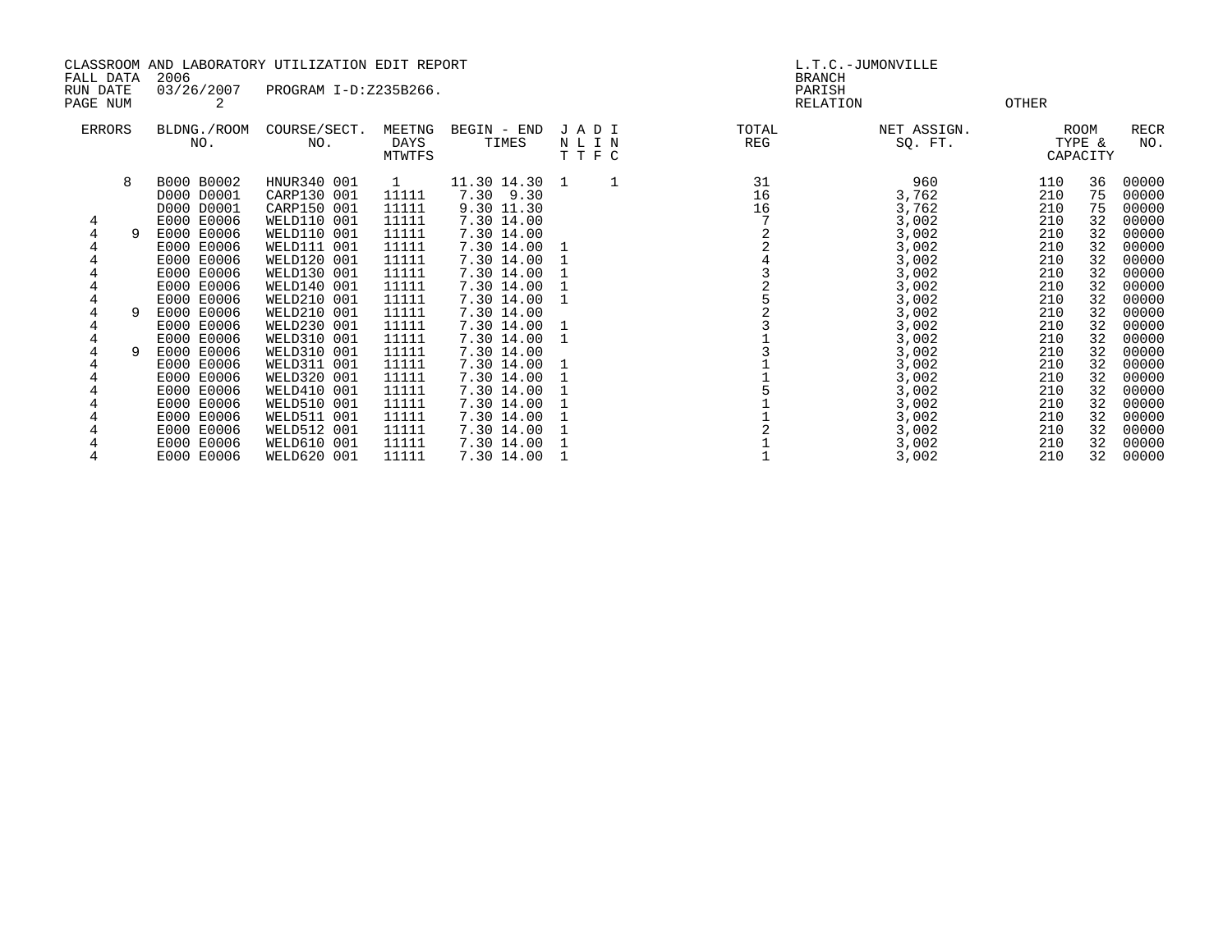CLASSROOM AND LABORATORY UTILIZATION EDIT REPORT
FALL DATA 2006
RUN DATE 03/26/2007 PROGRAM I-D:Z235B266.
PAGE NUM 2

L.T.C.-JUMONVILLE
BRANCH
PARISH
RELATION OTHER

| ERRORS | | BLDNG./ROOM NO. | COURSE/SECT. NO. | MEETNG DAYS MTWTFS | BEGIN - END TIMES | J N T | A L T | D I F | I N C | TOTAL REG | NET ASSIGN. SQ. FT. | ROOM TYPE & CAPACITY | | RECR NO. |
|---|---|---|---|---|---|---|---|---|---|---|---|---|---|---|
| | 8 | B000 B0002 | HNUR340 001 | 1 | 11.30 14.30 | 1 | | | 1 | 31 | 960 | 110 | 36 | 00000 |
| | | D000 D0001 | CARP130 001 | 11111 | 7.30 9.30 | | | | | 16 | 3,762 | 210 | 75 | 00000 |
| | | D000 D0001 | CARP150 001 | 11111 | 9.30 11.30 | | | | | 16 | 3,762 | 210 | 75 | 00000 |
| 4 | | E000 E0006 | WELD110 001 | 11111 | 7.30 14.00 | | | | | 7 | 3,002 | 210 | 32 | 00000 |
| 4 | 9 | E000 E0006 | WELD110 001 | 11111 | 7.30 14.00 | | | | | 2 | 3,002 | 210 | 32 | 00000 |
| 4 | | E000 E0006 | WELD111 001 | 11111 | 7.30 14.00 | 1 | | | | 2 | 3,002 | 210 | 32 | 00000 |
| 4 | | E000 E0006 | WELD120 001 | 11111 | 7.30 14.00 | 1 | | | | 4 | 3,002 | 210 | 32 | 00000 |
| 4 | | E000 E0006 | WELD130 001 | 11111 | 7.30 14.00 | 1 | | | | 3 | 3,002 | 210 | 32 | 00000 |
| 4 | | E000 E0006 | WELD140 001 | 11111 | 7.30 14.00 | 1 | | | | 2 | 3,002 | 210 | 32 | 00000 |
| 4 | | E000 E0006 | WELD210 001 | 11111 | 7.30 14.00 | 1 | | | | 5 | 3,002 | 210 | 32 | 00000 |
| 4 | 9 | E000 E0006 | WELD210 001 | 11111 | 7.30 14.00 | | | | | 2 | 3,002 | 210 | 32 | 00000 |
| 4 | | E000 E0006 | WELD230 001 | 11111 | 7.30 14.00 | 1 | | | | 3 | 3,002 | 210 | 32 | 00000 |
| 4 | | E000 E0006 | WELD310 001 | 11111 | 7.30 14.00 | 1 | | | | 1 | 3,002 | 210 | 32 | 00000 |
| 4 | 9 | E000 E0006 | WELD310 001 | 11111 | 7.30 14.00 | | | | | 3 | 3,002 | 210 | 32 | 00000 |
| 4 | | E000 E0006 | WELD311 001 | 11111 | 7.30 14.00 | 1 | | | | 1 | 3,002 | 210 | 32 | 00000 |
| 4 | | E000 E0006 | WELD320 001 | 11111 | 7.30 14.00 | 1 | | | | 1 | 3,002 | 210 | 32 | 00000 |
| 4 | | E000 E0006 | WELD410 001 | 11111 | 7.30 14.00 | 1 | | | | 5 | 3,002 | 210 | 32 | 00000 |
| 4 | | E000 E0006 | WELD510 001 | 11111 | 7.30 14.00 | 1 | | | | 1 | 3,002 | 210 | 32 | 00000 |
| 4 | | E000 E0006 | WELD511 001 | 11111 | 7.30 14.00 | 1 | | | | 1 | 3,002 | 210 | 32 | 00000 |
| 4 | | E000 E0006 | WELD512 001 | 11111 | 7.30 14.00 | 1 | | | | 2 | 3,002 | 210 | 32 | 00000 |
| 4 | | E000 E0006 | WELD610 001 | 11111 | 7.30 14.00 | 1 | | | | 1 | 3,002 | 210 | 32 | 00000 |
| 4 | | E000 E0006 | WELD620 001 | 11111 | 7.30 14.00 | 1 | | | | 1 | 3,002 | 210 | 32 | 00000 |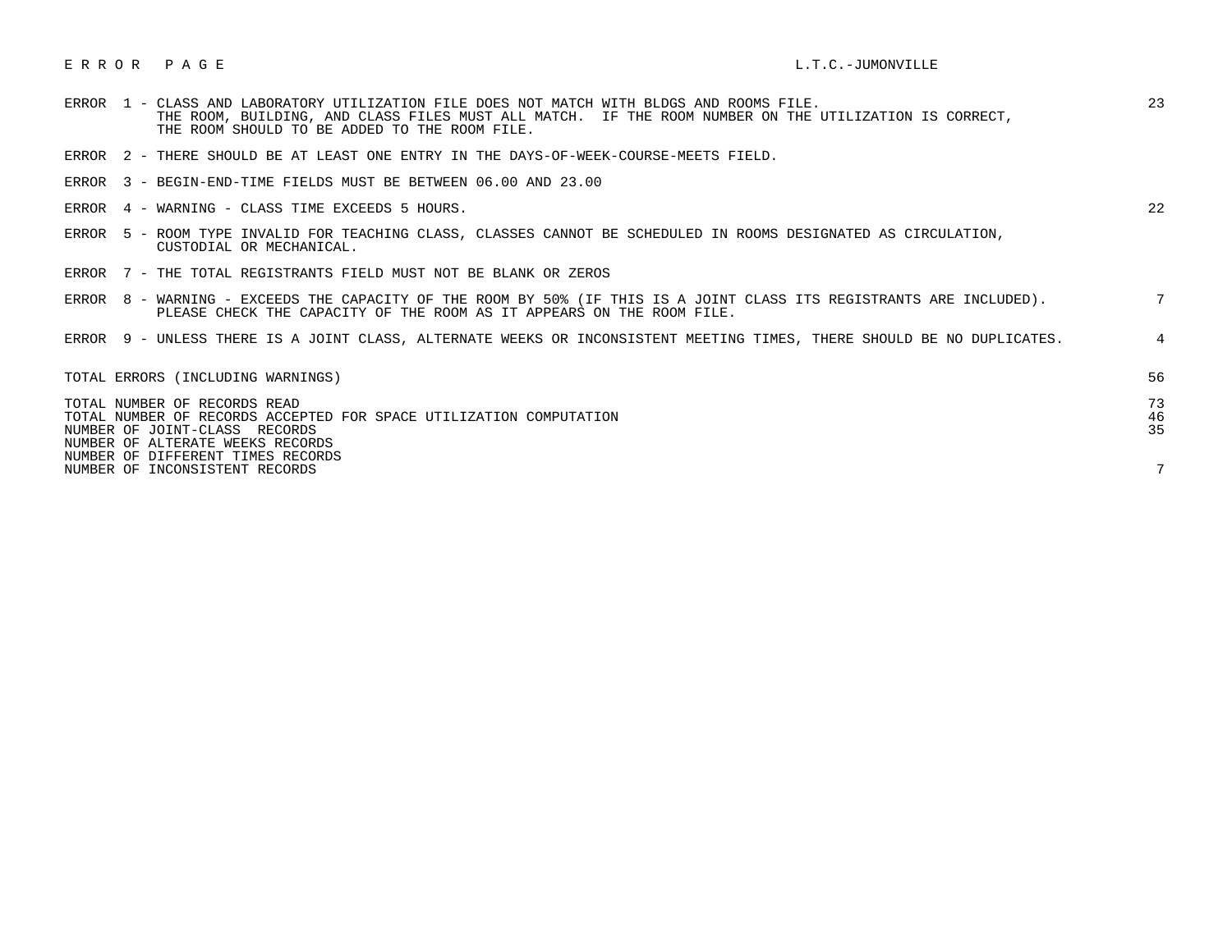# E R R O R   P A G E

L.T.C.-JUMONVILLE

| Error | Description | Count |
|---|---|---|
| ERROR 1 | CLASS AND LABORATORY UTILIZATION FILE DOES NOT MATCH WITH BLDGS AND ROOMS FILE. THE ROOM, BUILDING, AND CLASS FILES MUST ALL MATCH. IF THE ROOM NUMBER ON THE UTILIZATION IS CORRECT, THE ROOM SHOULD TO BE ADDED TO THE ROOM FILE. | 23 |
| ERROR 2 | THERE SHOULD BE AT LEAST ONE ENTRY IN THE DAYS-OF-WEEK-COURSE-MEETS FIELD. | |
| ERROR 3 | BEGIN-END-TIME FIELDS MUST BE BETWEEN 06.00 AND 23.00 | |
| ERROR 4 | WARNING - CLASS TIME EXCEEDS 5 HOURS. | 22 |
| ERROR 5 | ROOM TYPE INVALID FOR TEACHING CLASS, CLASSES CANNOT BE SCHEDULED IN ROOMS DESIGNATED AS CIRCULATION, CUSTODIAL OR MECHANICAL. | |
| ERROR 7 | THE TOTAL REGISTRANTS FIELD MUST NOT BE BLANK OR ZEROS | |
| ERROR 8 | WARNING - EXCEEDS THE CAPACITY OF THE ROOM BY 50% (IF THIS IS A JOINT CLASS ITS REGISTRANTS ARE INCLUDED). PLEASE CHECK THE CAPACITY OF THE ROOM AS IT APPEARS ON THE ROOM FILE. | 7 |
| ERROR 9 | UNLESS THERE IS A JOINT CLASS, ALTERNATE WEEKS OR INCONSISTENT MEETING TIMES, THERE SHOULD BE NO DUPLICATES. | 4 |

| | |
|---|---|
| TOTAL ERRORS (INCLUDING WARNINGS) | 56 |
| TOTAL NUMBER OF RECORDS READ | 73 |
| TOTAL NUMBER OF RECORDS ACCEPTED FOR SPACE UTILIZATION COMPUTATION | 46 |
| NUMBER OF JOINT-CLASS RECORDS | 35 |
| NUMBER OF ALTERNATE WEEKS RECORDS | |
| NUMBER OF DIFFERENT TIMES RECORDS | |
| NUMBER OF INCONSISTENT RECORDS | 7 |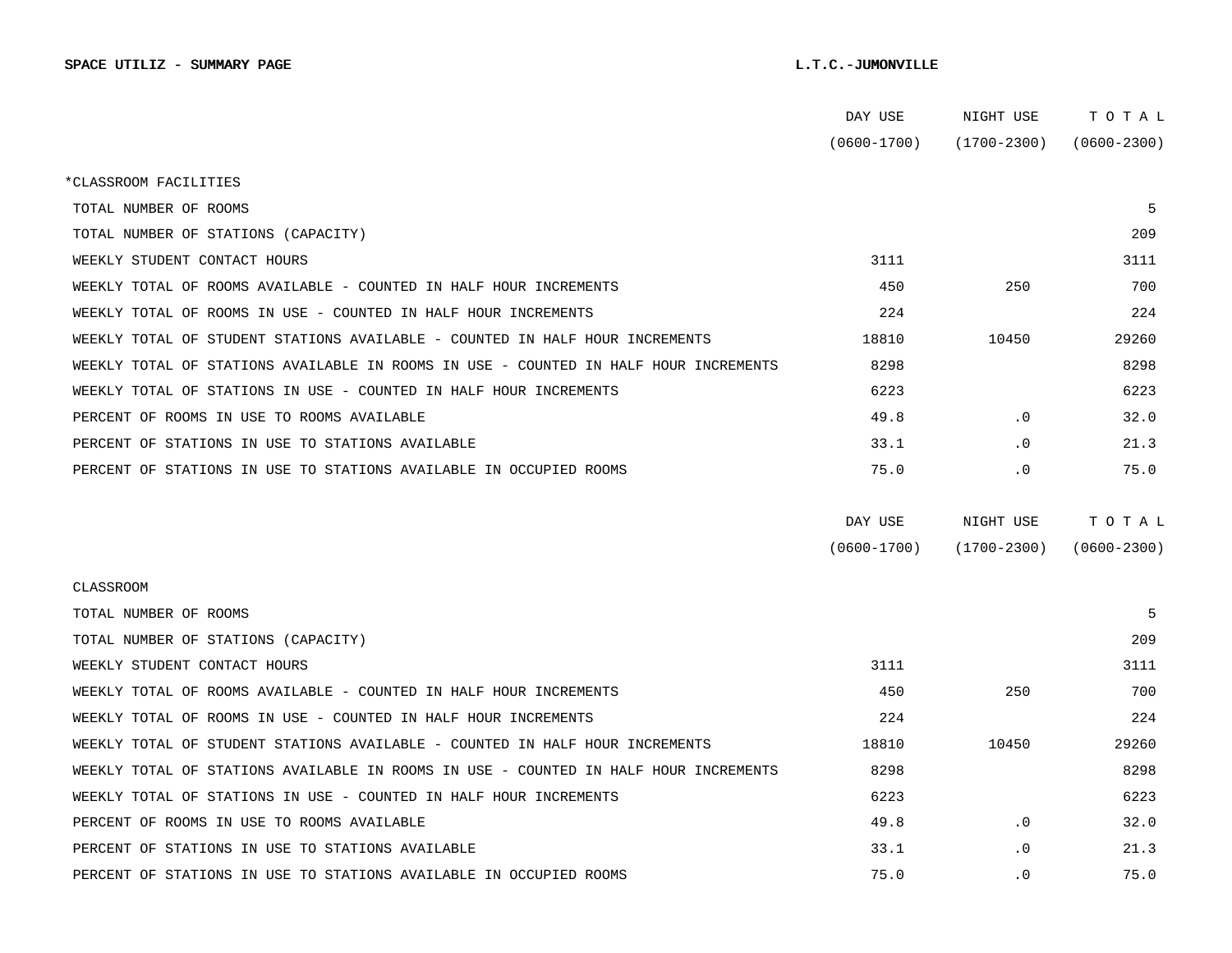**SPACE UTILIZ - SUMMARY PAGE** **L.T.C.-JUMONVILLE**

| | DAY USE (0600-1700) | NIGHT USE (1700-2300) | T O T A L (0600-2300) |
|---|---|---|---|
| *CLASSROOM FACILITIES | | | |
| TOTAL NUMBER OF ROOMS | | | 5 |
| TOTAL NUMBER OF STATIONS (CAPACITY) | | | 209 |
| WEEKLY STUDENT CONTACT HOURS | 3111 | | 3111 |
| WEEKLY TOTAL OF ROOMS AVAILABLE - COUNTED IN HALF HOUR INCREMENTS | 450 | 250 | 700 |
| WEEKLY TOTAL OF ROOMS IN USE - COUNTED IN HALF HOUR INCREMENTS | 224 | | 224 |
| WEEKLY TOTAL OF STUDENT STATIONS AVAILABLE - COUNTED IN HALF HOUR INCREMENTS | 18810 | 10450 | 29260 |
| WEEKLY TOTAL OF STATIONS AVAILABLE IN ROOMS IN USE - COUNTED IN HALF HOUR INCREMENTS | 8298 | | 8298 |
| WEEKLY TOTAL OF STATIONS IN USE - COUNTED IN HALF HOUR INCREMENTS | 6223 | | 6223 |
| PERCENT OF ROOMS IN USE TO ROOMS AVAILABLE | 49.8 | .0 | 32.0 |
| PERCENT OF STATIONS IN USE TO STATIONS AVAILABLE | 33.1 | .0 | 21.3 |
| PERCENT OF STATIONS IN USE TO STATIONS AVAILABLE IN OCCUPIED ROOMS | 75.0 | .0 | 75.0 |

| | DAY USE (0600-1700) | NIGHT USE (1700-2300) | T O T A L (0600-2300) |
|---|---|---|---|
| CLASSROOM | | | |
| TOTAL NUMBER OF ROOMS | | | 5 |
| TOTAL NUMBER OF STATIONS (CAPACITY) | | | 209 |
| WEEKLY STUDENT CONTACT HOURS | 3111 | | 3111 |
| WEEKLY TOTAL OF ROOMS AVAILABLE - COUNTED IN HALF HOUR INCREMENTS | 450 | 250 | 700 |
| WEEKLY TOTAL OF ROOMS IN USE - COUNTED IN HALF HOUR INCREMENTS | 224 | | 224 |
| WEEKLY TOTAL OF STUDENT STATIONS AVAILABLE - COUNTED IN HALF HOUR INCREMENTS | 18810 | 10450 | 29260 |
| WEEKLY TOTAL OF STATIONS AVAILABLE IN ROOMS IN USE - COUNTED IN HALF HOUR INCREMENTS | 8298 | | 8298 |
| WEEKLY TOTAL OF STATIONS IN USE - COUNTED IN HALF HOUR INCREMENTS | 6223 | | 6223 |
| PERCENT OF ROOMS IN USE TO ROOMS AVAILABLE | 49.8 | .0 | 32.0 |
| PERCENT OF STATIONS IN USE TO STATIONS AVAILABLE | 33.1 | .0 | 21.3 |
| PERCENT OF STATIONS IN USE TO STATIONS AVAILABLE IN OCCUPIED ROOMS | 75.0 | .0 | 75.0 |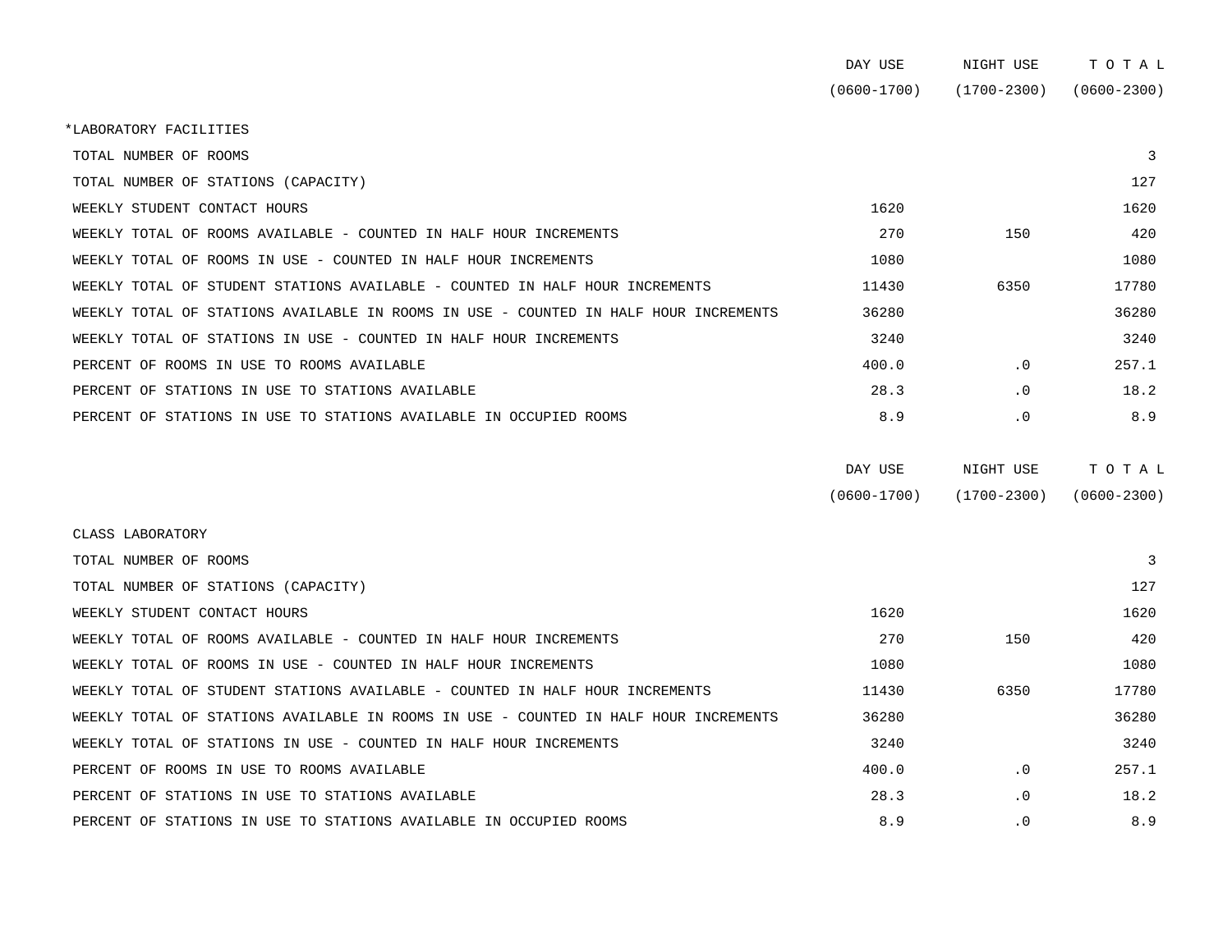| | DAY USE (0600-1700) | NIGHT USE (1700-2300) | T O T A L (0600-2300) |
|---|---|---|---|
| *LABORATORY FACILITIES | | | |
| TOTAL NUMBER OF ROOMS | | | 3 |
| TOTAL NUMBER OF STATIONS (CAPACITY) | | | 127 |
| WEEKLY STUDENT CONTACT HOURS | 1620 | | 1620 |
| WEEKLY TOTAL OF ROOMS AVAILABLE - COUNTED IN HALF HOUR INCREMENTS | 270 | 150 | 420 |
| WEEKLY TOTAL OF ROOMS IN USE - COUNTED IN HALF HOUR INCREMENTS | 1080 | | 1080 |
| WEEKLY TOTAL OF STUDENT STATIONS AVAILABLE - COUNTED IN HALF HOUR INCREMENTS | 11430 | 6350 | 17780 |
| WEEKLY TOTAL OF STATIONS AVAILABLE IN ROOMS IN USE - COUNTED IN HALF HOUR INCREMENTS | 36280 | | 36280 |
| WEEKLY TOTAL OF STATIONS IN USE - COUNTED IN HALF HOUR INCREMENTS | 3240 | | 3240 |
| PERCENT OF ROOMS IN USE TO ROOMS AVAILABLE | 400.0 | .0 | 257.1 |
| PERCENT OF STATIONS IN USE TO STATIONS AVAILABLE | 28.3 | .0 | 18.2 |
| PERCENT OF STATIONS IN USE TO STATIONS AVAILABLE IN OCCUPIED ROOMS | 8.9 | .0 | 8.9 |

| | DAY USE (0600-1700) | NIGHT USE (1700-2300) | T O T A L (0600-2300) |
|---|---|---|---|
| CLASS LABORATORY | | | |
| TOTAL NUMBER OF ROOMS | | | 3 |
| TOTAL NUMBER OF STATIONS (CAPACITY) | | | 127 |
| WEEKLY STUDENT CONTACT HOURS | 1620 | | 1620 |
| WEEKLY TOTAL OF ROOMS AVAILABLE - COUNTED IN HALF HOUR INCREMENTS | 270 | 150 | 420 |
| WEEKLY TOTAL OF ROOMS IN USE - COUNTED IN HALF HOUR INCREMENTS | 1080 | | 1080 |
| WEEKLY TOTAL OF STUDENT STATIONS AVAILABLE - COUNTED IN HALF HOUR INCREMENTS | 11430 | 6350 | 17780 |
| WEEKLY TOTAL OF STATIONS AVAILABLE IN ROOMS IN USE - COUNTED IN HALF HOUR INCREMENTS | 36280 | | 36280 |
| WEEKLY TOTAL OF STATIONS IN USE - COUNTED IN HALF HOUR INCREMENTS | 3240 | | 3240 |
| PERCENT OF ROOMS IN USE TO ROOMS AVAILABLE | 400.0 | .0 | 257.1 |
| PERCENT OF STATIONS IN USE TO STATIONS AVAILABLE | 28.3 | .0 | 18.2 |
| PERCENT OF STATIONS IN USE TO STATIONS AVAILABLE IN OCCUPIED ROOMS | 8.9 | .0 | 8.9 |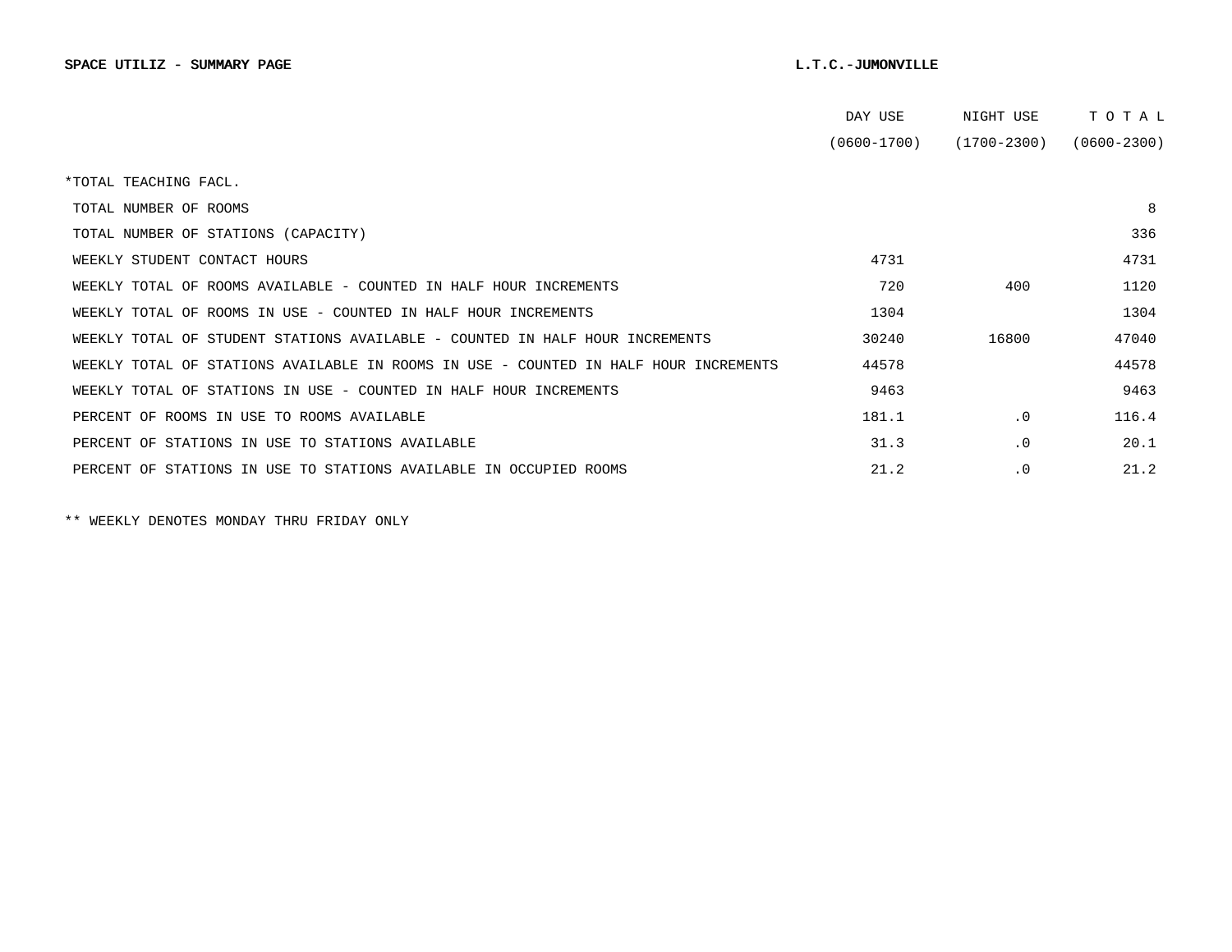**SPACE UTILIZ - SUMMARY PAGE** **L.T.C.-JUMONVILLE**

| | DAY USE (0600-1700) | NIGHT USE (1700-2300) | T O T A L (0600-2300) |
|---|---|---|---|
| *TOTAL TEACHING FACL. | | | |
| TOTAL NUMBER OF ROOMS | | | 8 |
| TOTAL NUMBER OF STATIONS (CAPACITY) | | | 336 |
| WEEKLY STUDENT CONTACT HOURS | 4731 | | 4731 |
| WEEKLY TOTAL OF ROOMS AVAILABLE - COUNTED IN HALF HOUR INCREMENTS | 720 | 400 | 1120 |
| WEEKLY TOTAL OF ROOMS IN USE - COUNTED IN HALF HOUR INCREMENTS | 1304 | | 1304 |
| WEEKLY TOTAL OF STUDENT STATIONS AVAILABLE - COUNTED IN HALF HOUR INCREMENTS | 30240 | 16800 | 47040 |
| WEEKLY TOTAL OF STATIONS AVAILABLE IN ROOMS IN USE - COUNTED IN HALF HOUR INCREMENTS | 44578 | | 44578 |
| WEEKLY TOTAL OF STATIONS IN USE - COUNTED IN HALF HOUR INCREMENTS | 9463 | | 9463 |
| PERCENT OF ROOMS IN USE TO ROOMS AVAILABLE | 181.1 | .0 | 116.4 |
| PERCENT OF STATIONS IN USE TO STATIONS AVAILABLE | 31.3 | .0 | 20.1 |
| PERCENT OF STATIONS IN USE TO STATIONS AVAILABLE IN OCCUPIED ROOMS | 21.2 | .0 | 21.2 |

** WEEKLY DENOTES MONDAY THRU FRIDAY ONLY